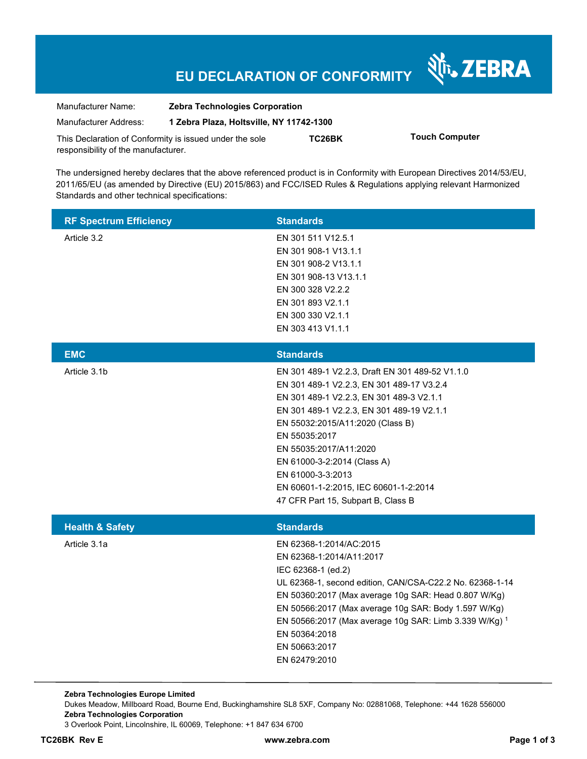# EU DECLARATION OF CONFORMITY

ZEBRA

| | |
|---|---|
| Manufacturer Name: | **Zebra Technologies Corporation** |
| Manufacturer Address: | **1 Zebra Plaza, Holtsville, NY 11742-1300** |

This Declaration of Conformity is issued under the sole responsibility of the manufacturer. **TC26BK** **Touch Computer**

The undersigned hereby declares that the above referenced product is in Conformity with European Directives 2014/53/EU, 2011/65/EU (as amended by Directive (EU) 2015/863) and FCC/ISED Rules & Regulations applying relevant Harmonized Standards and other technical specifications:

| RF Spectrum Efficiency | Standards |
|---|---|
| Article 3.2 | EN 301 511 V12.5.1<br>EN 301 908-1 V13.1.1<br>EN 301 908-2 V13.1.1<br>EN 301 908-13 V13.1.1<br>EN 300 328 V2.2.2<br>EN 301 893 V2.1.1<br>EN 300 330 V2.1.1<br>EN 303 413 V1.1.1 |

| EMC | Standards |
|---|---|
| Article 3.1b | EN 301 489-1 V2.2.3, Draft EN 301 489-52 V1.1.0<br>EN 301 489-1 V2.2.3, EN 301 489-17 V3.2.4<br>EN 301 489-1 V2.2.3, EN 301 489-3 V2.1.1<br>EN 301 489-1 V2.2.3, EN 301 489-19 V2.1.1<br>EN 55032:2015/A11:2020 (Class B)<br>EN 55035:2017<br>EN 55035:2017/A11:2020<br>EN 61000-3-2:2014 (Class A)<br>EN 61000-3-3:2013<br>EN 60601-1-2:2015, IEC 60601-1-2:2014<br>47 CFR Part 15, Subpart B, Class B |

| Health & Safety | Standards |
|---|---|
| Article 3.1a | EN 62368-1:2014/AC:2015<br>EN 62368-1:2014/A11:2017<br>IEC 62368-1 (ed.2)<br>UL 62368-1, second edition, CAN/CSA-C22.2 No. 62368-1-14<br>EN 50360:2017 (Max average 10g SAR: Head 0.807 W/Kg)<br>EN 50566:2017 (Max average 10g SAR: Body 1.597 W/Kg)<br>EN 50566:2017 (Max average 10g SAR: Limb 3.339 W/Kg) [1]<br>EN 50364:2018<br>EN 50663:2017<br>EN 62479:2010 |

**Zebra Technologies Europe Limited**
Dukes Meadow, Millboard Road, Bourne End, Buckinghamshire SL8 5XF, Company No: 02881068, Telephone: +44 1628 556000
**Zebra Technologies Corporation**
3 Overlook Point, Lincolnshire, IL 60069, Telephone: +1 847 634 6700

**TC26BK Rev E** **www.zebra.com**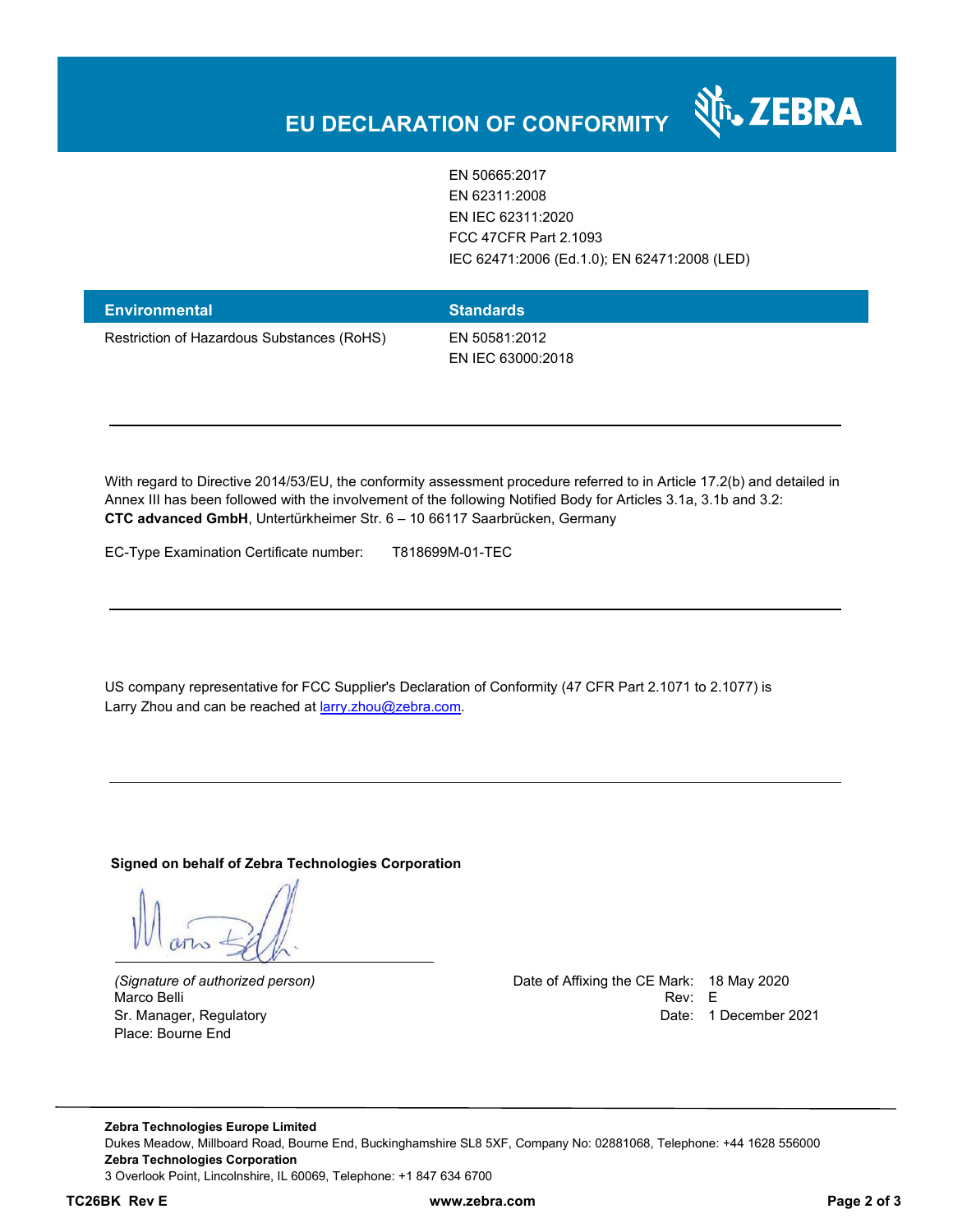# EU DECLARATION OF CONFORMITY

| | |
|---|---|
| | EN 50665:2017<br>EN 62311:2008<br>EN IEC 62311:2020<br>FCC 47CFR Part 2.1093<br>IEC 62471:2006 (Ed.1.0); EN 62471:2008 (LED) |

| Environmental | Standards |
|---|---|
| Restriction of Hazardous Substances (RoHS) | EN 50581:2012<br>EN IEC 63000:2018 |

---

With regard to Directive 2014/53/EU, the conformity assessment procedure referred to in Article 17.2(b) and detailed in Annex III has been followed with the involvement of the following Notified Body for Articles 3.1a, 3.1b and 3.2: **CTC advanced GmbH**, Untertürkheimer Str. 6 – 10 66117 Saarbrücken, Germany

EC-Type Examination Certificate number: T818699M-01-TEC

---

US company representative for FCC Supplier's Declaration of Conformity (47 CFR Part 2.1071 to 2.1077) is Larry Zhou and can be reached at larry.zhou@zebra.com.

---

**Signed on behalf of Zebra Technologies Corporation**

*(Signature of authorized person)*
Marco Belli
Sr. Manager, Regulatory
Place: Bourne End

Date of Affixing the CE Mark: 18 May 2020
Rev: E
Date: 1 December 2021

**Zebra Technologies Europe Limited**
Dukes Meadow, Millboard Road, Bourne End, Buckinghamshire SL8 5XF, Company No: 02881068, Telephone: +44 1628 556000
**Zebra Technologies Corporation**
3 Overlook Point, Lincolnshire, IL 60069, Telephone: +1 847 634 6700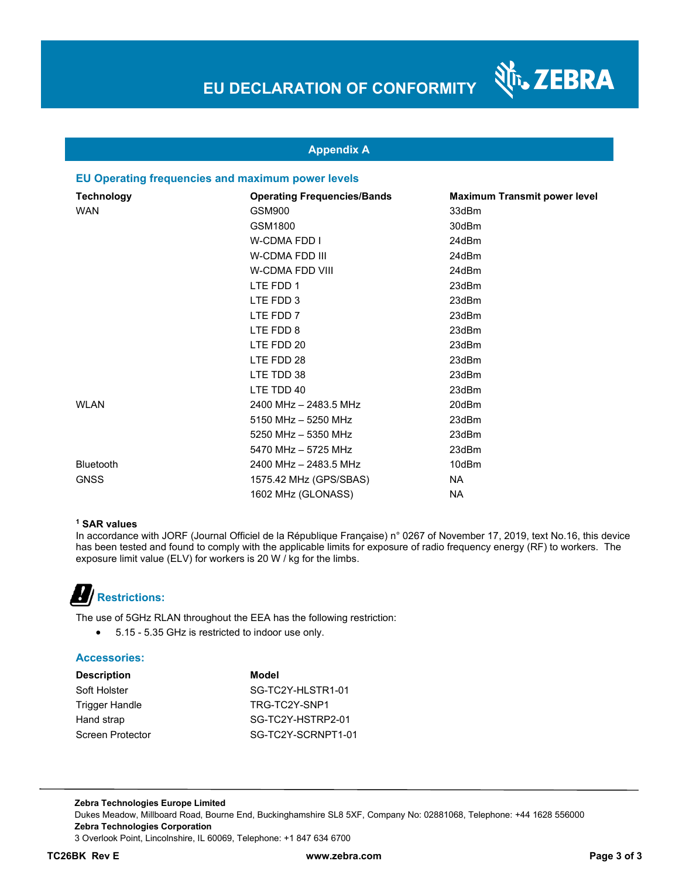# EU DECLARATION OF CONFORMITY

## Appendix A

### EU Operating frequencies and maximum power levels

| Technology | Operating Frequencies/Bands | Maximum Transmit power level |
|---|---|---|
| WAN | GSM900 | 33dBm |
| | GSM1800 | 30dBm |
| | W-CDMA FDD I | 24dBm |
| | W-CDMA FDD III | 24dBm |
| | W-CDMA FDD VIII | 24dBm |
| | LTE FDD 1 | 23dBm |
| | LTE FDD 3 | 23dBm |
| | LTE FDD 7 | 23dBm |
| | LTE FDD 8 | 23dBm |
| | LTE FDD 20 | 23dBm |
| | LTE FDD 28 | 23dBm |
| | LTE TDD 38 | 23dBm |
| | LTE TDD 40 | 23dBm |
| WLAN | 2400 MHz – 2483.5 MHz | 20dBm |
| | 5150 MHz – 5250 MHz | 23dBm |
| | 5250 MHz – 5350 MHz | 23dBm |
| | 5470 MHz – 5725 MHz | 23dBm |
| Bluetooth | 2400 MHz – 2483.5 MHz | 10dBm |
| GNSS | 1575.42 MHz (GPS/SBAS) | NA |
| | 1602 MHz (GLONASS) | NA |

**[1] SAR values**

In accordance with JORF (Journal Officiel de la République Française) n° 0267 of November 17, 2019, text No.16, this device has been tested and found to comply with the applicable limits for exposure of radio frequency energy (RF) to workers. The exposure limit value (ELV) for workers is 20 W / kg for the limbs.

### Restrictions:

The use of 5GHz RLAN throughout the EEA has the following restriction:

- 5.15 - 5.35 GHz is restricted to indoor use only.

### Accessories:

| Description | Model |
|---|---|
| Soft Holster | SG-TC2Y-HLSTR1-01 |
| Trigger Handle | TRG-TC2Y-SNP1 |
| Hand strap | SG-TC2Y-HSTRP2-01 |
| Screen Protector | SG-TC2Y-SCRNPT1-01 |

**Zebra Technologies Europe Limited**
Dukes Meadow, Millboard Road, Bourne End, Buckinghamshire SL8 5XF, Company No: 02881068, Telephone: +44 1628 556000
**Zebra Technologies Corporation**
3 Overlook Point, Lincolnshire, IL 60069, Telephone: +1 847 634 6700

**TC26BK Rev E** **www.zebra.com**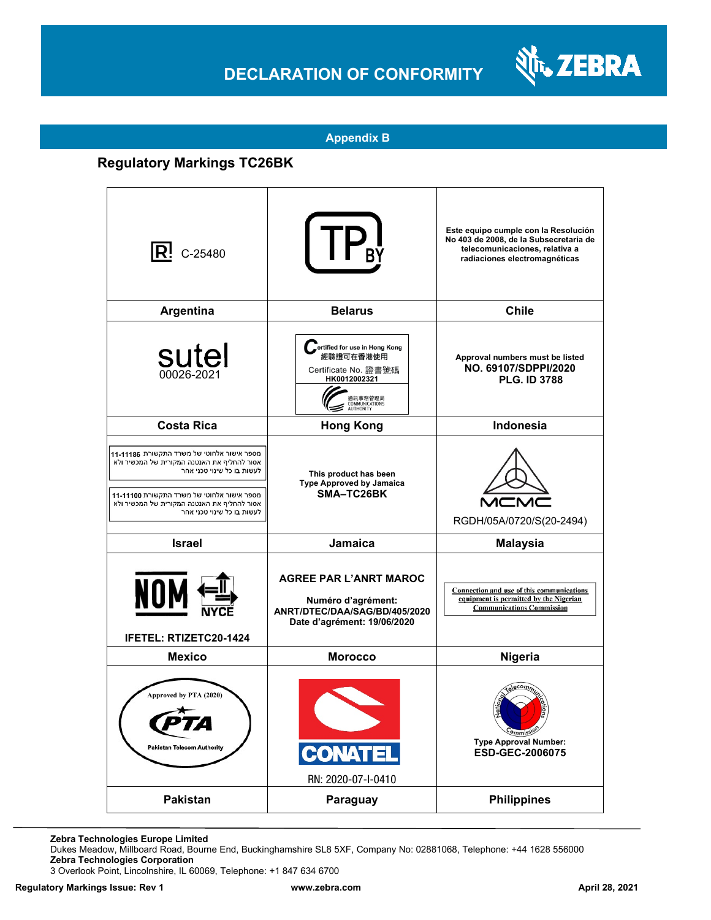# DECLARATION OF CONFORMITY

## Appendix B

### Regulatory Markings TC26BK

| | | |
|---|---|---|
| C-25480 | | Este equipo cumple con la Resolución No 403 de 2008, de la Subsecretaria de telecomunicaciones, relativa a radiaciones electromagnéticas |
| **Argentina** | **Belarus** | **Chile** |
| sutel 00026-2021 | Certified for use in Hong Kong 經驗證可在香港使用 Certificate No. 證書號碼 HK0012002321 通訊事務管理局 COMMUNICATIONS AUTHORITY | Approval numbers must be listed **NO. 69107/SDPPI/2020 PLG. ID 3788** |
| **Costa Rica** | **Hong Kong** | **Indonesia** |
| מספר אישור אלחוטי של משרד התקשורת 11-11186 אסור להחליף את האנטנה המקורית של המכשיר ולא לעשות בו כל שינוי טכני אחר<br>מספר אישור אלחוטי של משרד התקשורת 11-11100 אסור להחליף את האנטנה המקורית של המכשיר ולא לעשות בו כל שינוי טכני אחר | This product has been Type Approved by Jamaica **SMA–TC26BK** | MCMC RGDH/05A/0720/S(20-2494) |
| **Israel** | **Jamaica** | **Malaysia** |
| NOM NYCE **IFETEL: RTIZETC20-1424** | **AGREE PAR L'ANRT MAROC**<br>**Numéro d'agrément: ANRT/DTEC/DAA/SAG/BD/405/2020**<br>**Date d'agrément: 19/06/2020** | Connection and use of this communications equipment is permitted by the Nigerian Communications Commission |
| **Mexico** | **Morocco** | **Nigeria** |
| Approved by PTA (2020) PTA Pakistan Telecom Authority | CONATEL RN: 2020-07-I-0410 | National Telecommunications Commission Type Approval Number: **ESD-GEC-2006075** |
| **Pakistan** | **Paraguay** | **Philippines** |

**Zebra Technologies Europe Limited**
Dukes Meadow, Millboard Road, Bourne End, Buckinghamshire SL8 5XF, Company No: 02881068, Telephone: +44 1628 556000
**Zebra Technologies Corporation**
3 Overlook Point, Lincolnshire, IL 60069, Telephone: +1 847 634 6700

**Regulatory Markings Issue: Rev 1** | **www.zebra.com** | **April 28, 2021**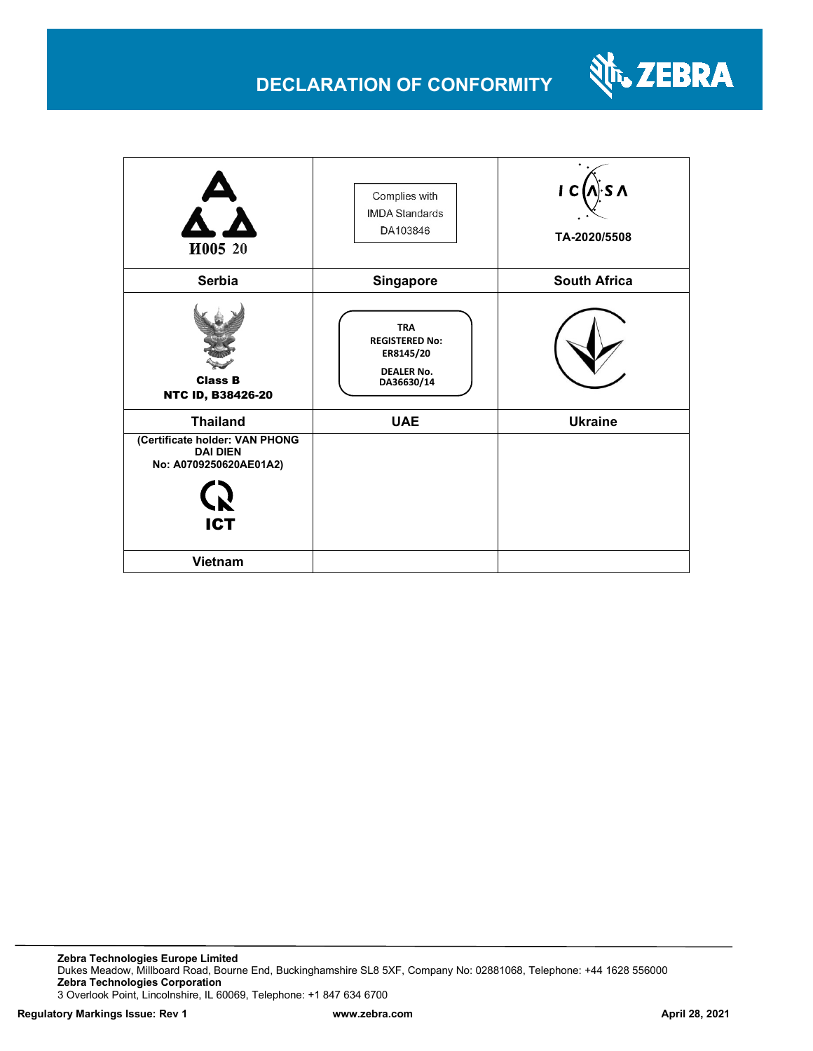# DECLARATION OF CONFORMITY

| | | |
|---|---|---|
| И005 20 | Complies with IMDA Standards DA103846 | ICASA TA-2020/5508 |
| **Serbia** | **Singapore** | **South Africa** |
| **Class B NTC ID, B38426-20** | **TRA REGISTERED No: ER8145/20 DEALER No. DA36630/14** | |
| **Thailand** | **UAE** | **Ukraine** |
| **(Certificate holder: VAN PHONG DAI DIEN No: A0709250620AE01A2)** ICT | | |
| **Vietnam** | | |

**Zebra Technologies Europe Limited**
Dukes Meadow, Millboard Road, Bourne End, Buckinghamshire SL8 5XF, Company No: 02881068, Telephone: +44 1628 556000
**Zebra Technologies Corporation**
3 Overlook Point, Lincolnshire, IL 60069, Telephone: +1 847 634 6700

**Regulatory Markings Issue: Rev 1** **www.zebra.com** **April 28, 2021**